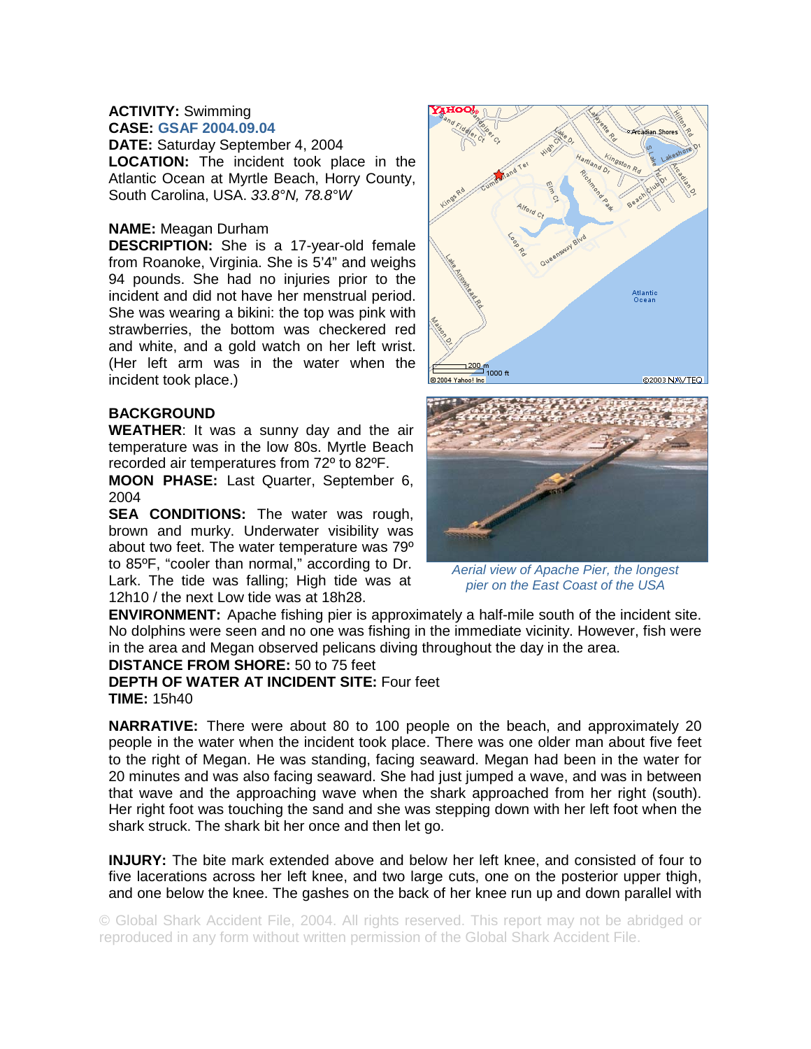**ACTIVITY:** Swimming
**CASE:** GSAF 2004.09.04
**DATE:** Saturday September 4, 2004
**LOCATION:** The incident took place in the Atlantic Ocean at Myrtle Beach, Horry County, South Carolina, USA. *33.8°N, 78.8°W*

**NAME:** Meagan Durham
**DESCRIPTION:** She is a 17-year-old female from Roanoke, Virginia. She is 5'4" and weighs 94 pounds. She had no injuries prior to the incident and did not have her menstrual period. She was wearing a bikini: the top was pink with strawberries, the bottom was checkered red and white, and a gold watch on her left wrist. (Her left arm was in the water when the incident took place.)

*Aerial view of Apache Pier, the longest pier on the East Coast of the USA*

**BACKGROUND**
**WEATHER**: It was a sunny day and the air temperature was in the low 80s. Myrtle Beach recorded air temperatures from 72º to 82ºF.
**MOON PHASE:** Last Quarter, September 6, 2004
**SEA CONDITIONS:** The water was rough, brown and murky. Underwater visibility was about two feet. The water temperature was 79º to 85ºF, "cooler than normal," according to Dr. Lark. The tide was falling; High tide was at 12h10 / the next Low tide was at 18h28.
**ENVIRONMENT:** Apache fishing pier is approximately a half-mile south of the incident site. No dolphins were seen and no one was fishing in the immediate vicinity. However, fish were in the area and Megan observed pelicans diving throughout the day in the area.
**DISTANCE FROM SHORE:** 50 to 75 feet
**DEPTH OF WATER AT INCIDENT SITE:** Four feet
**TIME:** 15h40

**NARRATIVE:** There were about 80 to 100 people on the beach, and approximately 20 people in the water when the incident took place. There was one older man about five feet to the right of Megan. He was standing, facing seaward. Megan had been in the water for 20 minutes and was also facing seaward. She had just jumped a wave, and was in between that wave and the approaching wave when the shark approached from her right (south). Her right foot was touching the sand and she was stepping down with her left foot when the shark struck. The shark bit her once and then let go.

**INJURY:** The bite mark extended above and below her left knee, and consisted of four to five lacerations across her left knee, and two large cuts, one on the posterior upper thigh, and one below the knee. The gashes on the back of her knee run up and down parallel with

© Global Shark Accident File, 2004. All rights reserved. This report may not be abridged or reproduced in any form without written permission of the Global Shark Accident File.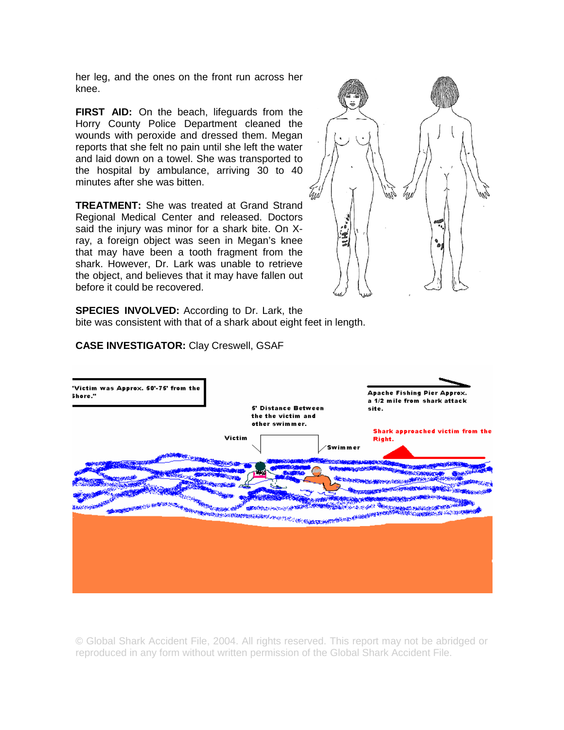her leg, and the ones on the front run across her knee.

**FIRST AID:** On the beach, lifeguards from the Horry County Police Department cleaned the wounds with peroxide and dressed them. Megan reports that she felt no pain until she left the water and laid down on a towel. She was transported to the hospital by ambulance, arriving 30 to 40 minutes after she was bitten.

**TREATMENT:** She was treated at Grand Strand Regional Medical Center and released. Doctors said the injury was minor for a shark bite. On X-ray, a foreign object was seen in Megan's knee that may have been a tooth fragment from the shark. However, Dr. Lark was unable to retrieve the object, and believes that it may have fallen out before it could be recovered.

**SPECIES INVOLVED:** According to Dr. Lark, the bite was consistent with that of a shark about eight feet in length.

**CASE INVESTIGATOR:** Clay Creswell, GSAF

"Victim was Approx. 50'-75' from the Shore."

5' Distance Between the the victim and other swimmer.

Victim

Swimmer

Apache Fishing Pier Approx. a 1/2 mile from shark attack site.

Shark approached victim from the Right.

© Global Shark Accident File, 2004. All rights reserved. This report may not be abridged or reproduced in any form without written permission of the Global Shark Accident File.